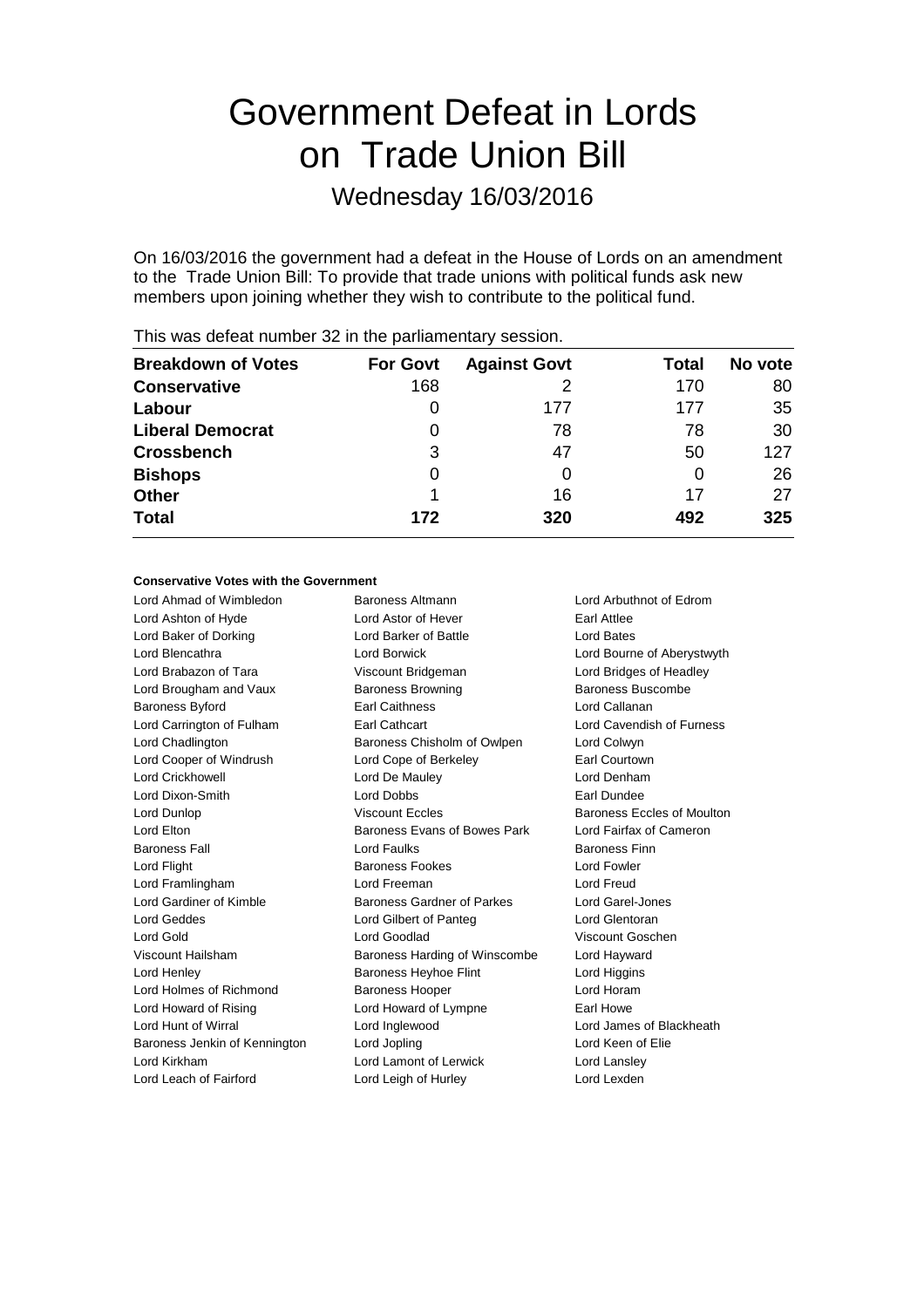# Government Defeat in Lords on Trade Union Bill

## Wednesday 16/03/2016

On 16/03/2016 the government had a defeat in the House of Lords on an amendment to the Trade Union Bill: To provide that trade unions with political funds ask new members upon joining whether they wish to contribute to the political fund.

This was defeat number 32 in the parliamentary session.

| Breakdown of Votes | For Govt | Against Govt | Total | No vote |
|---|---|---|---|---|
| Conservative | 168 | 2 | 170 | 80 |
| Labour | 0 | 177 | 177 | 35 |
| Liberal Democrat | 0 | 78 | 78 | 30 |
| Crossbench | 3 | 47 | 50 | 127 |
| Bishops | 0 | 0 | 0 | 26 |
| Other | 1 | 16 | 17 | 27 |
| **Total** | **172** | **320** | **492** | **325** |

**Conservative Votes with the Government**

Lord Ahmad of Wimbledon
Baroness Altmann
Lord Arbuthnot of Edrom
Lord Ashton of Hyde
Lord Astor of Hever
Earl Attlee
Lord Baker of Dorking
Lord Barker of Battle
Lord Bates
Lord Blencathra
Lord Borwick
Lord Bourne of Aberystwyth
Lord Brabazon of Tara
Viscount Bridgeman
Lord Bridges of Headley
Lord Brougham and Vaux
Baroness Browning
Baroness Buscombe
Baroness Byford
Earl Caithness
Lord Callanan
Lord Carrington of Fulham
Earl Cathcart
Lord Cavendish of Furness
Lord Chadlington
Baroness Chisholm of Owlpen
Lord Colwyn
Lord Cooper of Windrush
Lord Cope of Berkeley
Earl Courtown
Lord Crickhowell
Lord De Mauley
Lord Denham
Lord Dixon-Smith
Lord Dobbs
Earl Dundee
Lord Dunlop
Viscount Eccles
Baroness Eccles of Moulton
Lord Elton
Baroness Evans of Bowes Park
Lord Fairfax of Cameron
Baroness Fall
Lord Faulks
Baroness Finn
Lord Flight
Baroness Fookes
Lord Fowler
Lord Framlingham
Lord Freeman
Lord Freud
Lord Gardiner of Kimble
Baroness Gardner of Parkes
Lord Garel-Jones
Lord Geddes
Lord Gilbert of Panteg
Lord Glentoran
Lord Gold
Lord Goodlad
Viscount Goschen
Viscount Hailsham
Baroness Harding of Winscombe
Lord Hayward
Lord Henley
Baroness Heyhoe Flint
Lord Higgins
Lord Holmes of Richmond
Baroness Hooper
Lord Horam
Lord Howard of Rising
Lord Howard of Lympne
Earl Howe
Lord Hunt of Wirral
Lord Inglewood
Lord James of Blackheath
Baroness Jenkin of Kennington
Lord Jopling
Lord Keen of Elie
Lord Kirkham
Lord Lamont of Lerwick
Lord Lansley
Lord Leach of Fairford
Lord Leigh of Hurley
Lord Lexden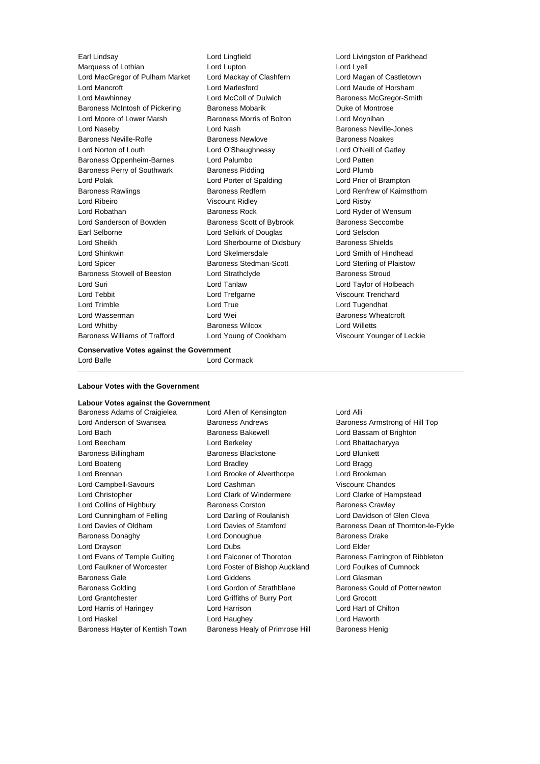Earl Lindsay
Lord Lingfield
Lord Livingston of Parkhead
Marquess of Lothian
Lord Lupton
Lord Lyell
Lord MacGregor of Pulham Market
Lord Mackay of Clashfern
Lord Magan of Castletown
Lord Mancroft
Lord Marlesford
Lord Maude of Horsham
Lord Mawhinney
Lord McColl of Dulwich
Baroness McGregor-Smith
Baroness McIntosh of Pickering
Baroness Mobarik
Duke of Montrose
Lord Moore of Lower Marsh
Baroness Morris of Bolton
Lord Moynihan
Lord Naseby
Lord Nash
Baroness Neville-Jones
Baroness Neville-Rolfe
Baroness Newlove
Baroness Noakes
Lord Norton of Louth
Lord O'Shaughnessy
Lord O'Neill of Gatley
Baroness Oppenheim-Barnes
Lord Palumbo
Lord Patten
Baroness Perry of Southwark
Baroness Pidding
Lord Plumb
Lord Polak
Lord Porter of Spalding
Lord Prior of Brampton
Baroness Rawlings
Baroness Redfern
Lord Renfrew of Kaimsthorn
Lord Ribeiro
Viscount Ridley
Lord Risby
Lord Robathan
Baroness Rock
Lord Ryder of Wensum
Lord Sanderson of Bowden
Baroness Scott of Bybrook
Baroness Seccombe
Earl Selborne
Lord Selkirk of Douglas
Lord Selsdon
Lord Sheikh
Lord Sherbourne of Didsbury
Baroness Shields
Lord Shinkwin
Lord Skelmersdale
Lord Smith of Hindhead
Lord Spicer
Baroness Stedman-Scott
Lord Sterling of Plaistow
Baroness Stowell of Beeston
Lord Strathclyde
Baroness Stroud
Lord Suri
Lord Tanlaw
Lord Taylor of Holbeach
Lord Tebbit
Lord Trefgarne
Viscount Trenchard
Lord Trimble
Lord True
Lord Tugendhat
Lord Wasserman
Lord Wei
Baroness Wheatcroft
Lord Whitby
Baroness Wilcox
Lord Willetts
Baroness Williams of Trafford
Lord Young of Cookham
Viscount Younger of Leckie

**Conservative Votes against the Government**

Lord Balfe
Lord Cormack

---

**Labour Votes with the Government**

**Labour Votes against the Government**

Baroness Adams of Craigielea
Lord Allen of Kensington
Lord Alli
Lord Anderson of Swansea
Baroness Andrews
Baroness Armstrong of Hill Top
Lord Bach
Baroness Bakewell
Lord Bassam of Brighton
Lord Beecham
Lord Berkeley
Lord Bhattacharyya
Baroness Billingham
Baroness Blackstone
Lord Blunkett
Lord Boateng
Lord Bradley
Lord Bragg
Lord Brennan
Lord Brooke of Alverthorpe
Lord Brookman
Lord Campbell-Savours
Lord Cashman
Viscount Chandos
Lord Christopher
Lord Clark of Windermere
Lord Clarke of Hampstead
Lord Collins of Highbury
Baroness Corston
Baroness Crawley
Lord Cunningham of Felling
Lord Darling of Roulanish
Lord Davidson of Glen Clova
Lord Davies of Oldham
Lord Davies of Stamford
Baroness Dean of Thornton-le-Fylde
Baroness Donaghy
Lord Donoughue
Baroness Drake
Lord Drayson
Lord Dubs
Lord Elder
Lord Evans of Temple Guiting
Lord Falconer of Thoroton
Baroness Farrington of Ribbleton
Lord Faulkner of Worcester
Lord Foster of Bishop Auckland
Lord Foulkes of Cumnock
Baroness Gale
Lord Giddens
Lord Glasman
Baroness Golding
Lord Gordon of Strathblane
Baroness Gould of Potternewton
Lord Grantchester
Lord Griffiths of Burry Port
Lord Grocott
Lord Harris of Haringey
Lord Harrison
Lord Hart of Chilton
Lord Haskel
Lord Haughey
Lord Haworth
Baroness Hayter of Kentish Town
Baroness Healy of Primrose Hill
Baroness Henig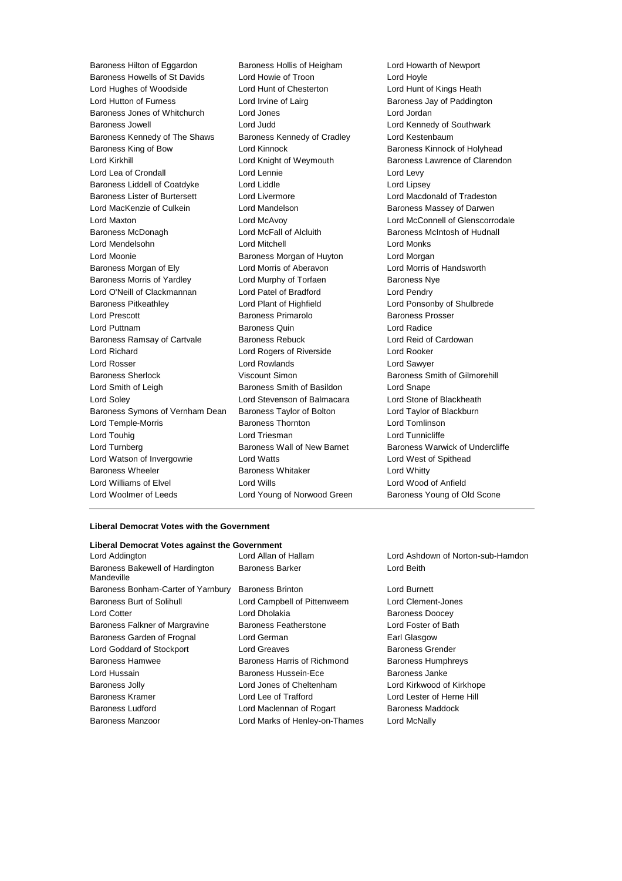Baroness Hilton of Eggardon
Baroness Hollis of Heigham
Lord Howarth of Newport
Baroness Howells of St Davids
Lord Howie of Troon
Lord Hoyle
Lord Hughes of Woodside
Lord Hunt of Chesterton
Lord Hunt of Kings Heath
Lord Hutton of Furness
Lord Irvine of Lairg
Baroness Jay of Paddington
Baroness Jones of Whitchurch
Lord Jones
Lord Jordan
Baroness Jowell
Lord Judd
Lord Kennedy of Southwark
Baroness Kennedy of The Shaws
Baroness Kennedy of Cradley
Lord Kestenbaum
Baroness King of Bow
Lord Kinnock
Baroness Kinnock of Holyhead
Lord Kirkhill
Lord Knight of Weymouth
Baroness Lawrence of Clarendon
Lord Lea of Crondall
Lord Lennie
Lord Levy
Baroness Liddell of Coatdyke
Lord Liddle
Lord Lipsey
Baroness Lister of Burtersett
Lord Livermore
Lord Macdonald of Tradeston
Lord MacKenzie of Culkein
Lord Mandelson
Baroness Massey of Darwen
Lord Maxton
Lord McAvoy
Lord McConnell of Glenscorrodale
Baroness McDonagh
Lord McFall of Alcluith
Baroness McIntosh of Hudnall
Lord Mendelsohn
Lord Mitchell
Lord Monks
Lord Moonie
Baroness Morgan of Huyton
Lord Morgan
Baroness Morgan of Ely
Lord Morris of Aberavon
Lord Morris of Handsworth
Baroness Morris of Yardley
Lord Murphy of Torfaen
Baroness Nye
Lord O'Neill of Clackmannan
Lord Patel of Bradford
Lord Pendry
Baroness Pitkeathley
Lord Plant of Highfield
Lord Ponsonby of Shulbrede
Lord Prescott
Baroness Primarolo
Baroness Prosser
Lord Puttnam
Baroness Quin
Lord Radice
Baroness Ramsay of Cartvale
Baroness Rebuck
Lord Reid of Cardowan
Lord Richard
Lord Rogers of Riverside
Lord Rooker
Lord Rosser
Lord Rowlands
Lord Sawyer
Baroness Sherlock
Viscount Simon
Baroness Smith of Gilmorehill
Lord Smith of Leigh
Baroness Smith of Basildon
Lord Snape
Lord Soley
Lord Stevenson of Balmacara
Lord Stone of Blackheath
Baroness Symons of Vernham Dean
Baroness Taylor of Bolton
Lord Taylor of Blackburn
Lord Temple-Morris
Baroness Thornton
Lord Tomlinson
Lord Touhig
Lord Triesman
Lord Tunnicliffe
Lord Turnberg
Baroness Wall of New Barnet
Baroness Warwick of Undercliffe
Lord Watson of Invergowrie
Lord Watts
Lord West of Spithead
Baroness Wheeler
Baroness Whitaker
Lord Whitty
Lord Williams of Elvel
Lord Wills
Lord Wood of Anfield
Lord Woolmer of Leeds
Lord Young of Norwood Green
Baroness Young of Old Scone

**Liberal Democrat Votes with the Government**

**Liberal Democrat Votes against the Government**

Lord Addington
Lord Allan of Hallam
Lord Ashdown of Norton-sub-Hamdon
Baroness Bakewell of Hardington Mandeville
Baroness Barker
Lord Beith
Baroness Bonham-Carter of Yarnbury
Baroness Brinton
Lord Burnett
Baroness Burt of Solihull
Lord Campbell of Pittenweem
Lord Clement-Jones
Lord Cotter
Lord Dholakia
Baroness Doocey
Baroness Falkner of Margravine
Baroness Featherstone
Lord Foster of Bath
Baroness Garden of Frognal
Lord German
Earl Glasgow
Lord Goddard of Stockport
Lord Greaves
Baroness Grender
Baroness Hamwee
Baroness Harris of Richmond
Baroness Humphreys
Lord Hussain
Baroness Hussein-Ece
Baroness Janke
Baroness Jolly
Lord Jones of Cheltenham
Lord Kirkwood of Kirkhope
Baroness Kramer
Lord Lee of Trafford
Lord Lester of Herne Hill
Baroness Ludford
Lord Maclennan of Rogart
Baroness Maddock
Baroness Manzoor
Lord Marks of Henley-on-Thames
Lord McNally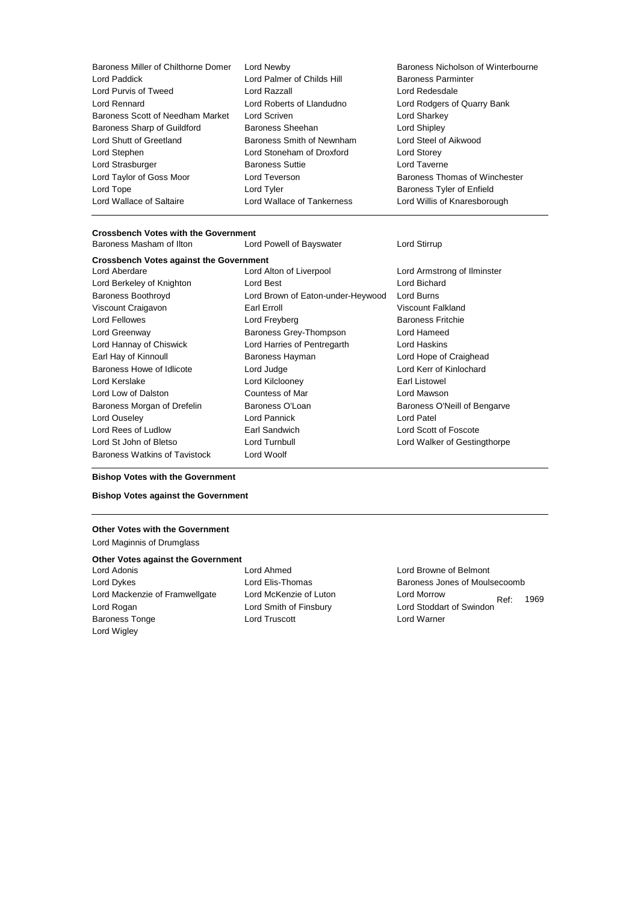| | | |
|---|---|---|
| Baroness Miller of Chilthorne Domer | Lord Newby | Baroness Nicholson of Winterbourne |
| Lord Paddick | Lord Palmer of Childs Hill | Baroness Parminter |
| Lord Purvis of Tweed | Lord Razzall | Lord Redesdale |
| Lord Rennard | Lord Roberts of Llandudno | Lord Rodgers of Quarry Bank |
| Baroness Scott of Needham Market | Lord Scriven | Lord Sharkey |
| Baroness Sharp of Guildford | Baroness Sheehan | Lord Shipley |
| Lord Shutt of Greetland | Baroness Smith of Newnham | Lord Steel of Aikwood |
| Lord Stephen | Lord Stoneham of Droxford | Lord Storey |
| Lord Strasburger | Baroness Suttie | Lord Taverne |
| Lord Taylor of Goss Moor | Lord Teverson | Baroness Thomas of Winchester |
| Lord Tope | Lord Tyler | Baroness Tyler of Enfield |
| Lord Wallace of Saltaire | Lord Wallace of Tankerness | Lord Willis of Knaresborough |

**Crossbench Votes with the Government**

| | | |
|---|---|---|
| Baroness Masham of Ilton | Lord Powell of Bayswater | Lord Stirrup |

**Crossbench Votes against the Government**

| | | |
|---|---|---|
| Lord Aberdare | Lord Alton of Liverpool | Lord Armstrong of Ilminster |
| Lord Berkeley of Knighton | Lord Best | Lord Bichard |
| Baroness Boothroyd | Lord Brown of Eaton-under-Heywood | Lord Burns |
| Viscount Craigavon | Earl Erroll | Viscount Falkland |
| Lord Fellowes | Lord Freyberg | Baroness Fritchie |
| Lord Greenway | Baroness Grey-Thompson | Lord Hameed |
| Lord Hannay of Chiswick | Lord Harries of Pentregarth | Lord Haskins |
| Earl Hay of Kinnoull | Baroness Hayman | Lord Hope of Craighead |
| Baroness Howe of Idlicote | Lord Judge | Lord Kerr of Kinlochard |
| Lord Kerslake | Lord Kilclooney | Earl Listowel |
| Lord Low of Dalston | Countess of Mar | Lord Mawson |
| Baroness Morgan of Drefelin | Baroness O'Loan | Baroness O'Neill of Bengarve |
| Lord Ouseley | Lord Pannick | Lord Patel |
| Lord Rees of Ludlow | Earl Sandwich | Lord Scott of Foscote |
| Lord St John of Bletso | Lord Turnbull | Lord Walker of Gestingthorpe |
| Baroness Watkins of Tavistock | Lord Woolf | |

**Bishop Votes with the Government**

**Bishop Votes against the Government**

**Other Votes with the Government**

Lord Maginnis of Drumglass

**Other Votes against the Government**

| | | |
|---|---|---|
| Lord Adonis | Lord Ahmed | Lord Browne of Belmont |
| Lord Dykes | Lord Elis-Thomas | Baroness Jones of Moulsecoomb |
| Lord Mackenzie of Framwellgate | Lord McKenzie of Luton | Lord Morrow |
| Lord Rogan | Lord Smith of Finsbury | Lord Stoddart of Swindon |
| Baroness Tonge | Lord Truscott | Lord Warner |
| Lord Wigley | | |

Ref: 1969